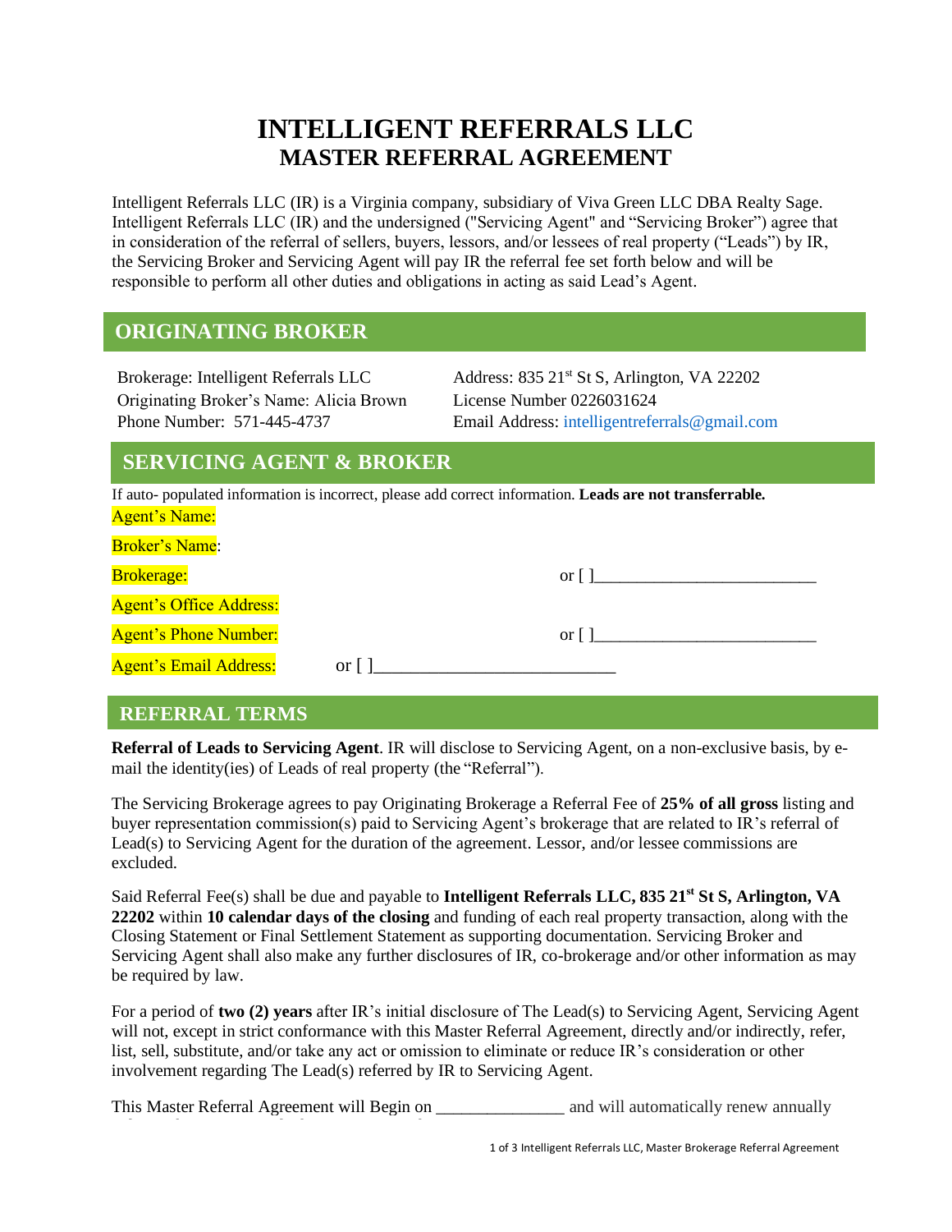# INTELLIGENT REFERRALS LLC
## MASTER REFERRAL AGREEMENT

Intelligent Referrals LLC (IR) is a Virginia company, subsidiary of Viva Green LLC DBA Realty Sage. Intelligent Referrals LLC (IR) and the undersigned ("Servicing Agent" and "Servicing Broker") agree that in consideration of the referral of sellers, buyers, lessors, and/or lessees of real property ("Leads") by IR, the Servicing Broker and Servicing Agent will pay IR the referral fee set forth below and will be responsible to perform all other duties and obligations in acting as said Lead's Agent.

## ORIGINATING BROKER

Brokerage: Intelligent Referrals LLC
Originating Broker's Name: Alicia Brown
Phone Number: 571-445-4737

Address: 835 21st St S, Arlington, VA 22202
License Number 0226031624
Email Address: intelligentreferrals@gmail.com

## SERVICING AGENT & BROKER

If auto- populated information is incorrect, please add correct information. **Leads are not transferrable.**

Agent's Name:

Broker's Name:

Brokerage: or [ ]_________________________

Agent's Office Address:

Agent's Phone Number: or [ ]_________________________

Agent's Email Address: or [ ]_________________________

## REFERRAL TERMS

**Referral of Leads to Servicing Agent**. IR will disclose to Servicing Agent, on a non-exclusive basis, by e-mail the identity(ies) of Leads of real property (the "Referral").

The Servicing Brokerage agrees to pay Originating Brokerage a Referral Fee of **25% of all gross** listing and buyer representation commission(s) paid to Servicing Agent's brokerage that are related to IR's referral of Lead(s) to Servicing Agent for the duration of the agreement. Lessor, and/or lessee commissions are excluded.

Said Referral Fee(s) shall be due and payable to **Intelligent Referrals LLC, 835 21st St S, Arlington, VA 22202** within **10 calendar days of the closing** and funding of each real property transaction, along with the Closing Statement or Final Settlement Statement as supporting documentation. Servicing Broker and Servicing Agent shall also make any further disclosures of IR, co-brokerage and/or other information as may be required by law.

For a period of **two (2) years** after IR's initial disclosure of The Lead(s) to Servicing Agent, Servicing Agent will not, except in strict conformance with this Master Referral Agreement, directly and/or indirectly, refer, list, sell, substitute, and/or take any act or omission to eliminate or reduce IR's consideration or other involvement regarding The Lead(s) referred by IR to Servicing Agent.

This Master Referral Agreement will Begin on _______________ and will automatically renew annually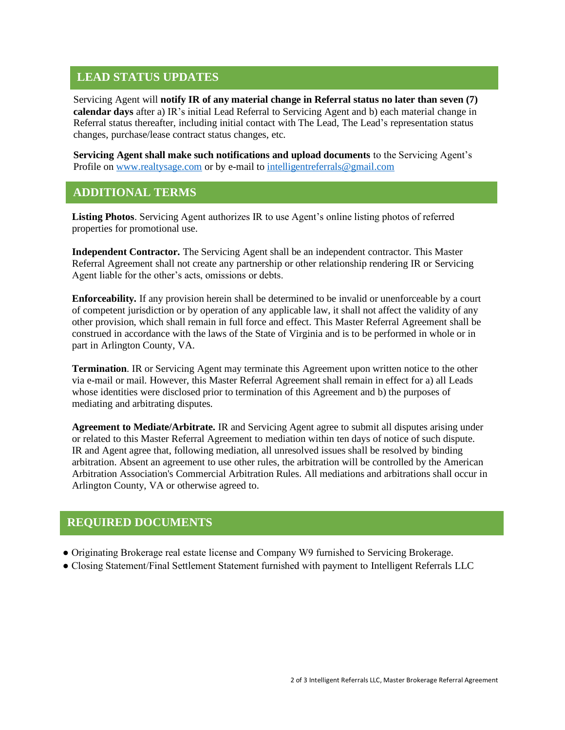## LEAD STATUS UPDATES

Servicing Agent will **notify IR of any material change in Referral status no later than seven (7) calendar days** after a) IR's initial Lead Referral to Servicing Agent and b) each material change in Referral status thereafter, including initial contact with The Lead, The Lead's representation status changes, purchase/lease contract status changes, etc.

**Servicing Agent shall make such notifications and upload documents** to the Servicing Agent's Profile on [www.realtysage.com](http://www.realtysage.com) or by e-mail to [intelligentreferrals@gmail.com](mailto:intelligentreferrals@gmail.com)

## ADDITIONAL TERMS

**Listing Photos**. Servicing Agent authorizes IR to use Agent's online listing photos of referred properties for promotional use.

**Independent Contractor.** The Servicing Agent shall be an independent contractor. This Master Referral Agreement shall not create any partnership or other relationship rendering IR or Servicing Agent liable for the other's acts, omissions or debts.

**Enforceability.** If any provision herein shall be determined to be invalid or unenforceable by a court of competent jurisdiction or by operation of any applicable law, it shall not affect the validity of any other provision, which shall remain in full force and effect. This Master Referral Agreement shall be construed in accordance with the laws of the State of Virginia and is to be performed in whole or in part in Arlington County, VA.

**Termination**. IR or Servicing Agent may terminate this Agreement upon written notice to the other via e-mail or mail. However, this Master Referral Agreement shall remain in effect for a) all Leads whose identities were disclosed prior to termination of this Agreement and b) the purposes of mediating and arbitrating disputes.

**Agreement to Mediate/Arbitrate.** IR and Servicing Agent agree to submit all disputes arising under or related to this Master Referral Agreement to mediation within ten days of notice of such dispute. IR and Agent agree that, following mediation, all unresolved issues shall be resolved by binding arbitration. Absent an agreement to use other rules, the arbitration will be controlled by the American Arbitration Association's Commercial Arbitration Rules. All mediations and arbitrations shall occur in Arlington County, VA or otherwise agreed to.

## REQUIRED DOCUMENTS

- Originating Brokerage real estate license and Company W9 furnished to Servicing Brokerage.
- Closing Statement/Final Settlement Statement furnished with payment to Intelligent Referrals LLC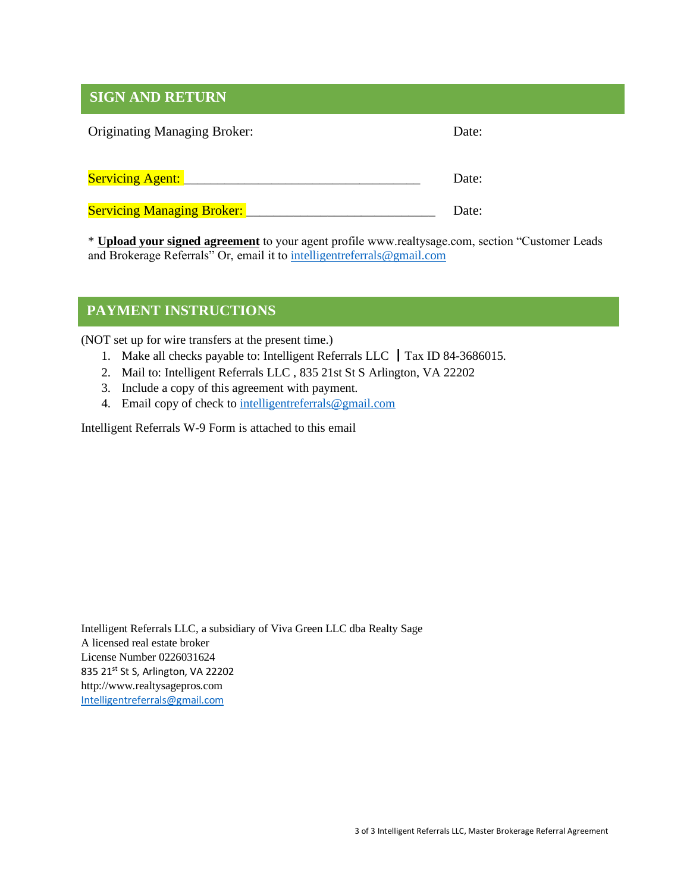## SIGN AND RETURN

Originating Managing Broker: Date:

Servicing Agent: ___________________________________ Date:

Servicing Managing Broker: ____________________________ Date:

* **Upload your signed agreement** to your agent profile www.realtysage.com, section "Customer Leads and Brokerage Referrals" Or, email it to intelligentreferrals@gmail.com

## PAYMENT INSTRUCTIONS

(NOT set up for wire transfers at the present time.)

1. Make all checks payable to: Intelligent Referrals LLC | Tax ID 84-3686015.
2. Mail to: Intelligent Referrals LLC , 835 21st St S Arlington, VA 22202
3. Include a copy of this agreement with payment.
4. Email copy of check to intelligentreferrals@gmail.com

Intelligent Referrals W-9 Form is attached to this email

Intelligent Referrals LLC, a subsidiary of Viva Green LLC dba Realty Sage
A licensed real estate broker
License Number 0226031624
835 21st St S, Arlington, VA 22202
http://www.realtysagepros.com
Intelligentreferrals@gmail.com